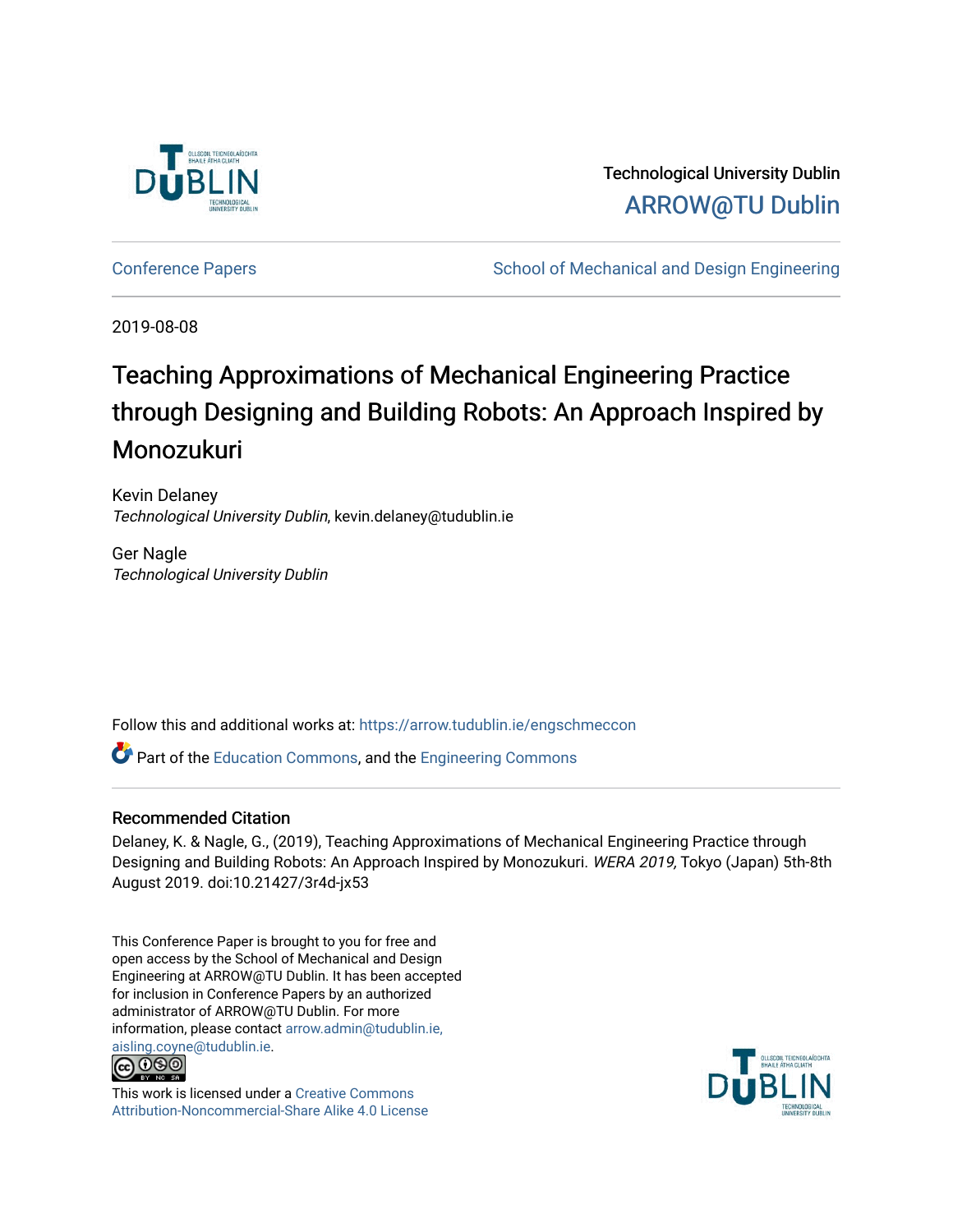Technological University Dublin

ARROW@TU Dublin

Conference Papers | School of Mechanical and Design Engineering

2019-08-08

# Teaching Approximations of Mechanical Engineering Practice through Designing and Building Robots: An Approach Inspired by Monozukuri

Kevin Delaney
*Technological University Dublin*, kevin.delaney@tudublin.ie

Ger Nagle
*Technological University Dublin*

Follow this and additional works at: https://arrow.tudublin.ie/engschmeccon

Part of the Education Commons, and the Engineering Commons

## Recommended Citation

Delaney, K. & Nagle, G., (2019), Teaching Approximations of Mechanical Engineering Practice through Designing and Building Robots: An Approach Inspired by Monozukuri. *WERA 2019,* Tokyo (Japan) 5th-8th August 2019. doi:10.21427/3r4d-jx53

This Conference Paper is brought to you for free and open access by the School of Mechanical and Design Engineering at ARROW@TU Dublin. It has been accepted for inclusion in Conference Papers by an authorized administrator of ARROW@TU Dublin. For more information, please contact arrow.admin@tudublin.ie, aisling.coyne@tudublin.ie.

This work is licensed under a Creative Commons Attribution-Noncommercial-Share Alike 4.0 License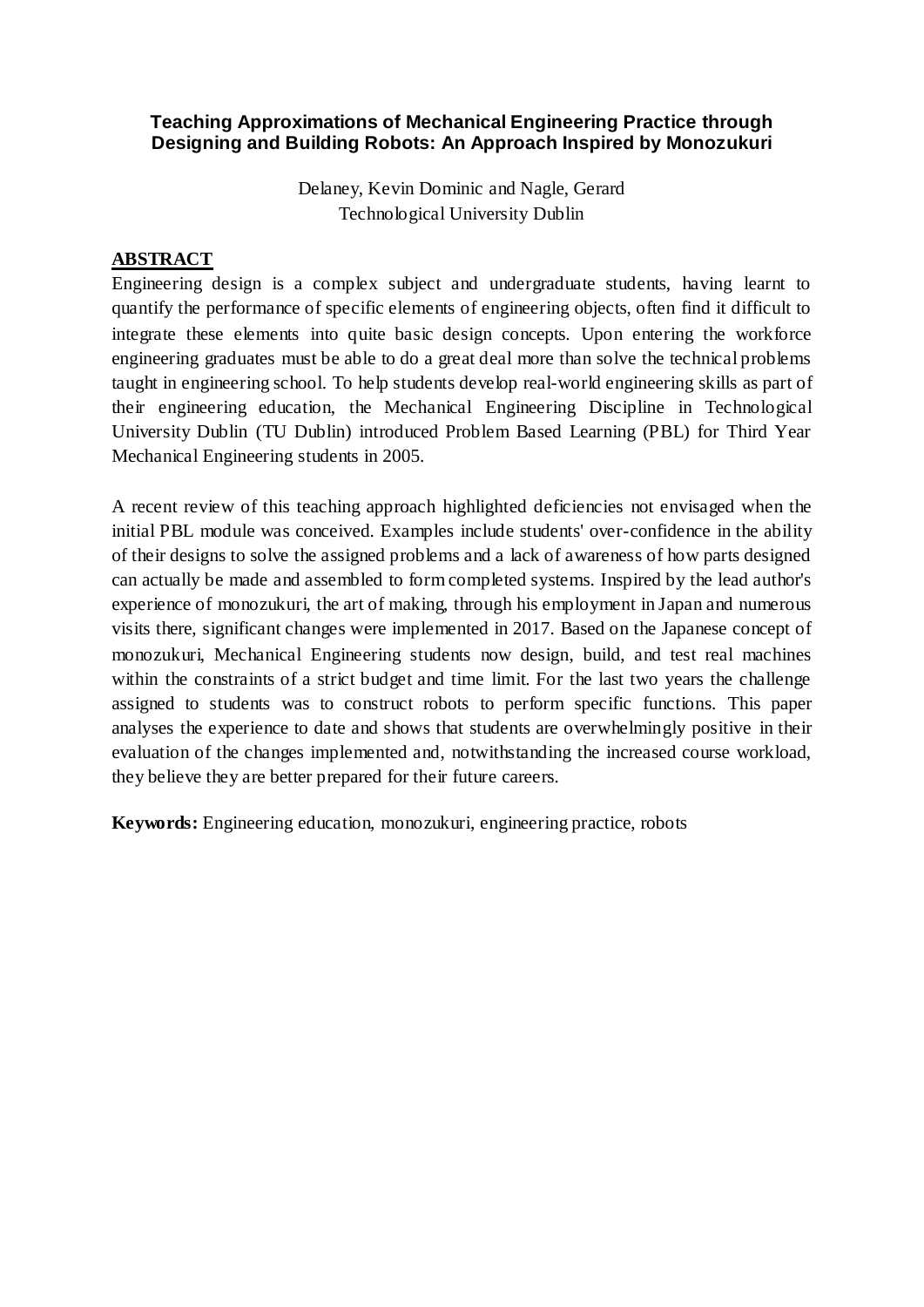# Teaching Approximations of Mechanical Engineering Practice through Designing and Building Robots: An Approach Inspired by Monozukuri

Delaney, Kevin Dominic and Nagle, Gerard
Technological University Dublin

## ABSTRACT

Engineering design is a complex subject and undergraduate students, having learnt to quantify the performance of specific elements of engineering objects, often find it difficult to integrate these elements into quite basic design concepts. Upon entering the workforce engineering graduates must be able to do a great deal more than solve the technical problems taught in engineering school. To help students develop real-world engineering skills as part of their engineering education, the Mechanical Engineering Discipline in Technological University Dublin (TU Dublin) introduced Problem Based Learning (PBL) for Third Year Mechanical Engineering students in 2005.

A recent review of this teaching approach highlighted deficiencies not envisaged when the initial PBL module was conceived. Examples include students' over-confidence in the ability of their designs to solve the assigned problems and a lack of awareness of how parts designed can actually be made and assembled to form completed systems. Inspired by the lead author's experience of monozukuri, the art of making, through his employment in Japan and numerous visits there, significant changes were implemented in 2017. Based on the Japanese concept of monozukuri, Mechanical Engineering students now design, build, and test real machines within the constraints of a strict budget and time limit. For the last two years the challenge assigned to students was to construct robots to perform specific functions. This paper analyses the experience to date and shows that students are overwhelmingly positive in their evaluation of the changes implemented and, notwithstanding the increased course workload, they believe they are better prepared for their future careers.

**Keywords:** Engineering education, monozukuri, engineering practice, robots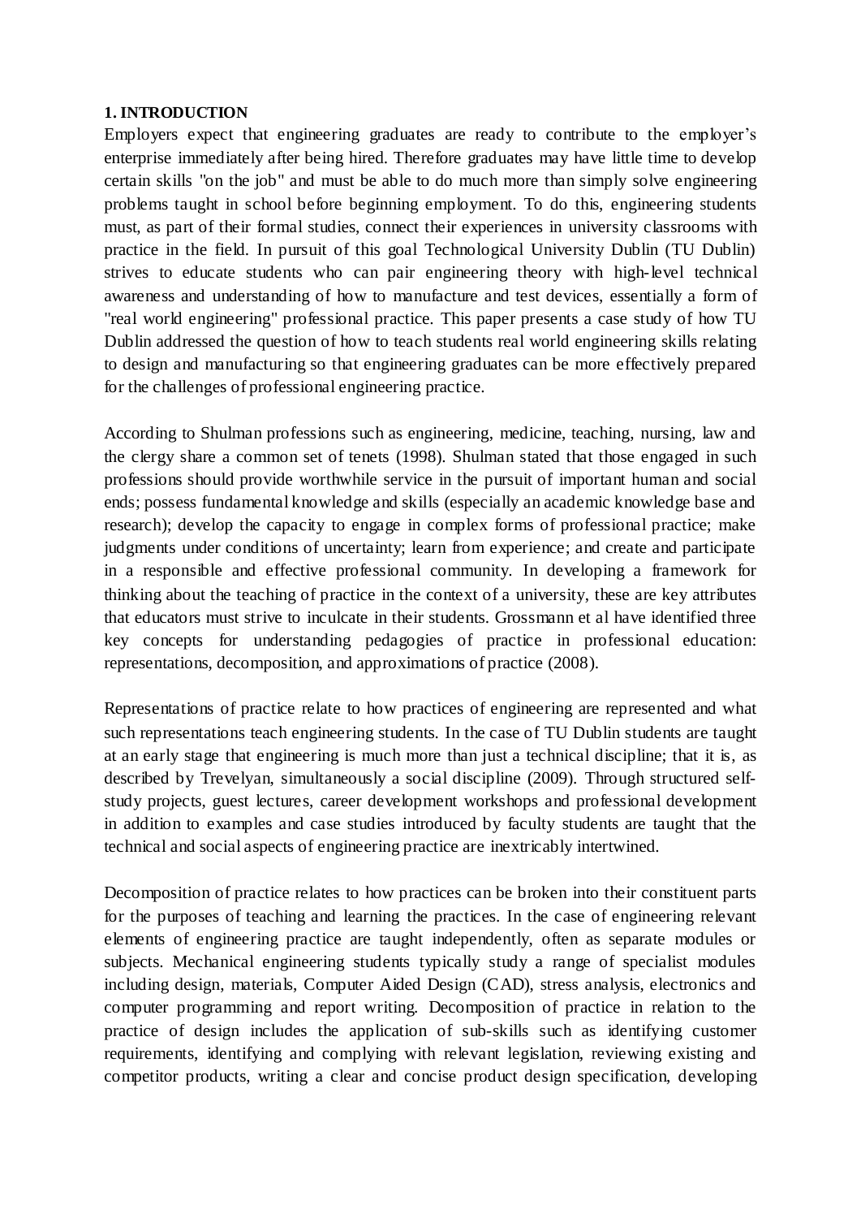## 1. INTRODUCTION

Employers expect that engineering graduates are ready to contribute to the employer's enterprise immediately after being hired. Therefore graduates may have little time to develop certain skills "on the job" and must be able to do much more than simply solve engineering problems taught in school before beginning employment. To do this, engineering students must, as part of their formal studies, connect their experiences in university classrooms with practice in the field. In pursuit of this goal Technological University Dublin (TU Dublin) strives to educate students who can pair engineering theory with high-level technical awareness and understanding of how to manufacture and test devices, essentially a form of "real world engineering" professional practice. This paper presents a case study of how TU Dublin addressed the question of how to teach students real world engineering skills relating to design and manufacturing so that engineering graduates can be more effectively prepared for the challenges of professional engineering practice.

According to Shulman professions such as engineering, medicine, teaching, nursing, law and the clergy share a common set of tenets (1998). Shulman stated that those engaged in such professions should provide worthwhile service in the pursuit of important human and social ends; possess fundamental knowledge and skills (especially an academic knowledge base and research); develop the capacity to engage in complex forms of professional practice; make judgments under conditions of uncertainty; learn from experience; and create and participate in a responsible and effective professional community. In developing a framework for thinking about the teaching of practice in the context of a university, these are key attributes that educators must strive to inculcate in their students. Grossmann et al have identified three key concepts for understanding pedagogies of practice in professional education: representations, decomposition, and approximations of practice (2008).

Representations of practice relate to how practices of engineering are represented and what such representations teach engineering students. In the case of TU Dublin students are taught at an early stage that engineering is much more than just a technical discipline; that it is, as described by Trevelyan, simultaneously a social discipline (2009). Through structured self-study projects, guest lectures, career development workshops and professional development in addition to examples and case studies introduced by faculty students are taught that the technical and social aspects of engineering practice are inextricably intertwined.

Decomposition of practice relates to how practices can be broken into their constituent parts for the purposes of teaching and learning the practices. In the case of engineering relevant elements of engineering practice are taught independently, often as separate modules or subjects. Mechanical engineering students typically study a range of specialist modules including design, materials, Computer Aided Design (CAD), stress analysis, electronics and computer programming and report writing. Decomposition of practice in relation to the practice of design includes the application of sub-skills such as identifying customer requirements, identifying and complying with relevant legislation, reviewing existing and competitor products, writing a clear and concise product design specification, developing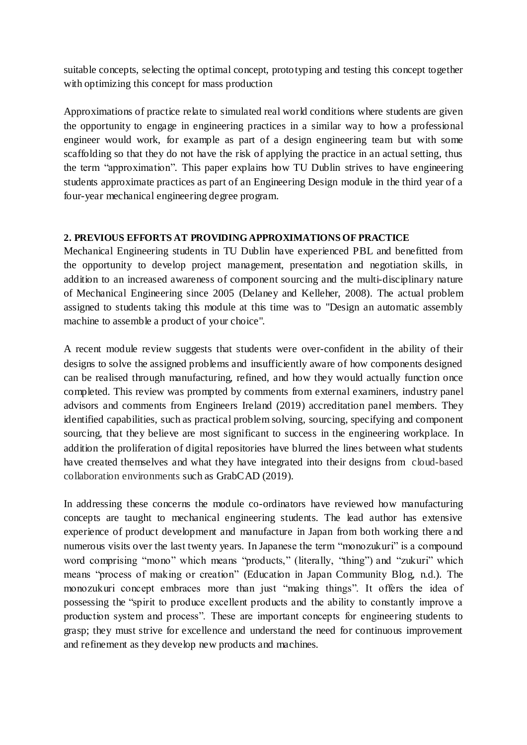suitable concepts, selecting the optimal concept, prototyping and testing this concept together with optimizing this concept for mass production

Approximations of practice relate to simulated real world conditions where students are given the opportunity to engage in engineering practices in a similar way to how a professional engineer would work, for example as part of a design engineering team but with some scaffolding so that they do not have the risk of applying the practice in an actual setting, thus the term "approximation". This paper explains how TU Dublin strives to have engineering students approximate practices as part of an Engineering Design module in the third year of a four-year mechanical engineering degree program.

## 2. PREVIOUS EFFORTS AT PROVIDING APPROXIMATIONS OF PRACTICE

Mechanical Engineering students in TU Dublin have experienced PBL and benefitted from the opportunity to develop project management, presentation and negotiation skills, in addition to an increased awareness of component sourcing and the multi-disciplinary nature of Mechanical Engineering since 2005 (Delaney and Kelleher, 2008). The actual problem assigned to students taking this module at this time was to "Design an automatic assembly machine to assemble a product of your choice".

A recent module review suggests that students were over-confident in the ability of their designs to solve the assigned problems and insufficiently aware of how components designed can be realised through manufacturing, refined, and how they would actually function once completed. This review was prompted by comments from external examiners, industry panel advisors and comments from Engineers Ireland (2019) accreditation panel members. They identified capabilities, such as practical problem solving, sourcing, specifying and component sourcing, that they believe are most significant to success in the engineering workplace. In addition the proliferation of digital repositories have blurred the lines between what students have created themselves and what they have integrated into their designs from cloud-based collaboration environments such as GrabCAD (2019).

In addressing these concerns the module co-ordinators have reviewed how manufacturing concepts are taught to mechanical engineering students. The lead author has extensive experience of product development and manufacture in Japan from both working there and numerous visits over the last twenty years. In Japanese the term "monozukuri" is a compound word comprising "mono" which means "products," (literally, "thing") and "zukuri" which means "process of making or creation" (Education in Japan Community Blog, n.d.). The monozukuri concept embraces more than just "making things". It offers the idea of possessing the "spirit to produce excellent products and the ability to constantly improve a production system and process". These are important concepts for engineering students to grasp; they must strive for excellence and understand the need for continuous improvement and refinement as they develop new products and machines.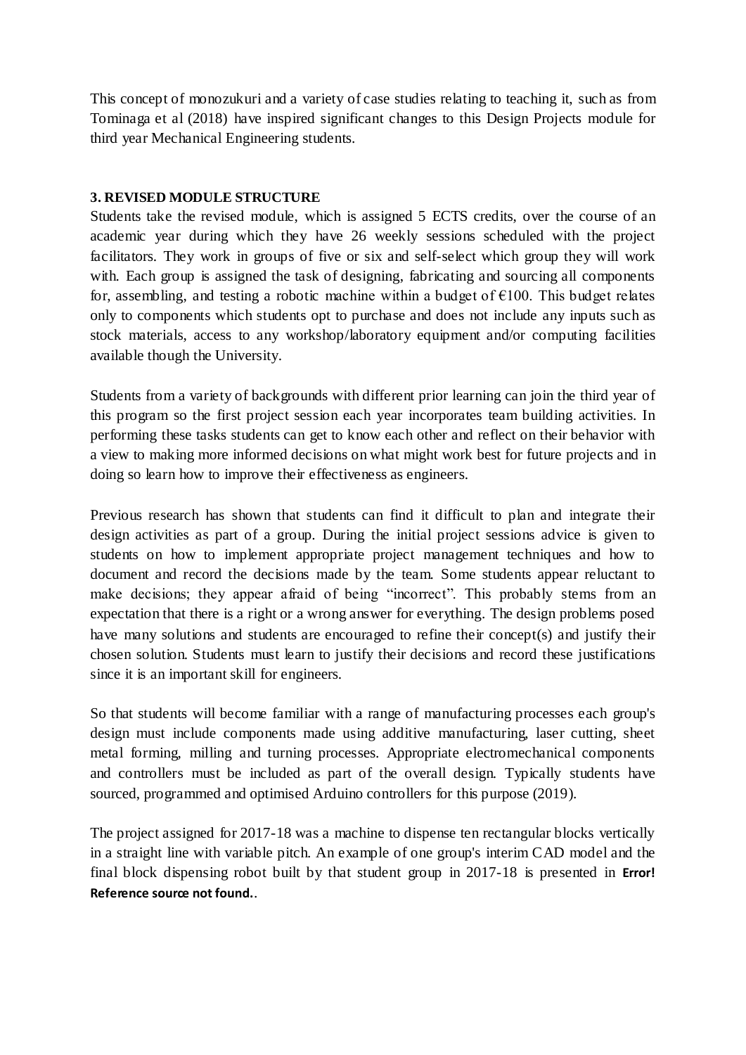This concept of monozukuri and a variety of case studies relating to teaching it, such as from Tominaga et al (2018) have inspired significant changes to this Design Projects module for third year Mechanical Engineering students.

### 3. REVISED MODULE STRUCTURE

Students take the revised module, which is assigned 5 ECTS credits, over the course of an academic year during which they have 26 weekly sessions scheduled with the project facilitators. They work in groups of five or six and self-select which group they will work with. Each group is assigned the task of designing, fabricating and sourcing all components for, assembling, and testing a robotic machine within a budget of €100. This budget relates only to components which students opt to purchase and does not include any inputs such as stock materials, access to any workshop/laboratory equipment and/or computing facilities available though the University.

Students from a variety of backgrounds with different prior learning can join the third year of this program so the first project session each year incorporates team building activities. In performing these tasks students can get to know each other and reflect on their behavior with a view to making more informed decisions on what might work best for future projects and in doing so learn how to improve their effectiveness as engineers.

Previous research has shown that students can find it difficult to plan and integrate their design activities as part of a group. During the initial project sessions advice is given to students on how to implement appropriate project management techniques and how to document and record the decisions made by the team. Some students appear reluctant to make decisions; they appear afraid of being "incorrect". This probably stems from an expectation that there is a right or a wrong answer for everything. The design problems posed have many solutions and students are encouraged to refine their concept(s) and justify their chosen solution. Students must learn to justify their decisions and record these justifications since it is an important skill for engineers.

So that students will become familiar with a range of manufacturing processes each group's design must include components made using additive manufacturing, laser cutting, sheet metal forming, milling and turning processes. Appropriate electromechanical components and controllers must be included as part of the overall design. Typically students have sourced, programmed and optimised Arduino controllers for this purpose (2019).

The project assigned for 2017-18 was a machine to dispense ten rectangular blocks vertically in a straight line with variable pitch. An example of one group's interim CAD model and the final block dispensing robot built by that student group in 2017-18 is presented in **Error! Reference source not found.**.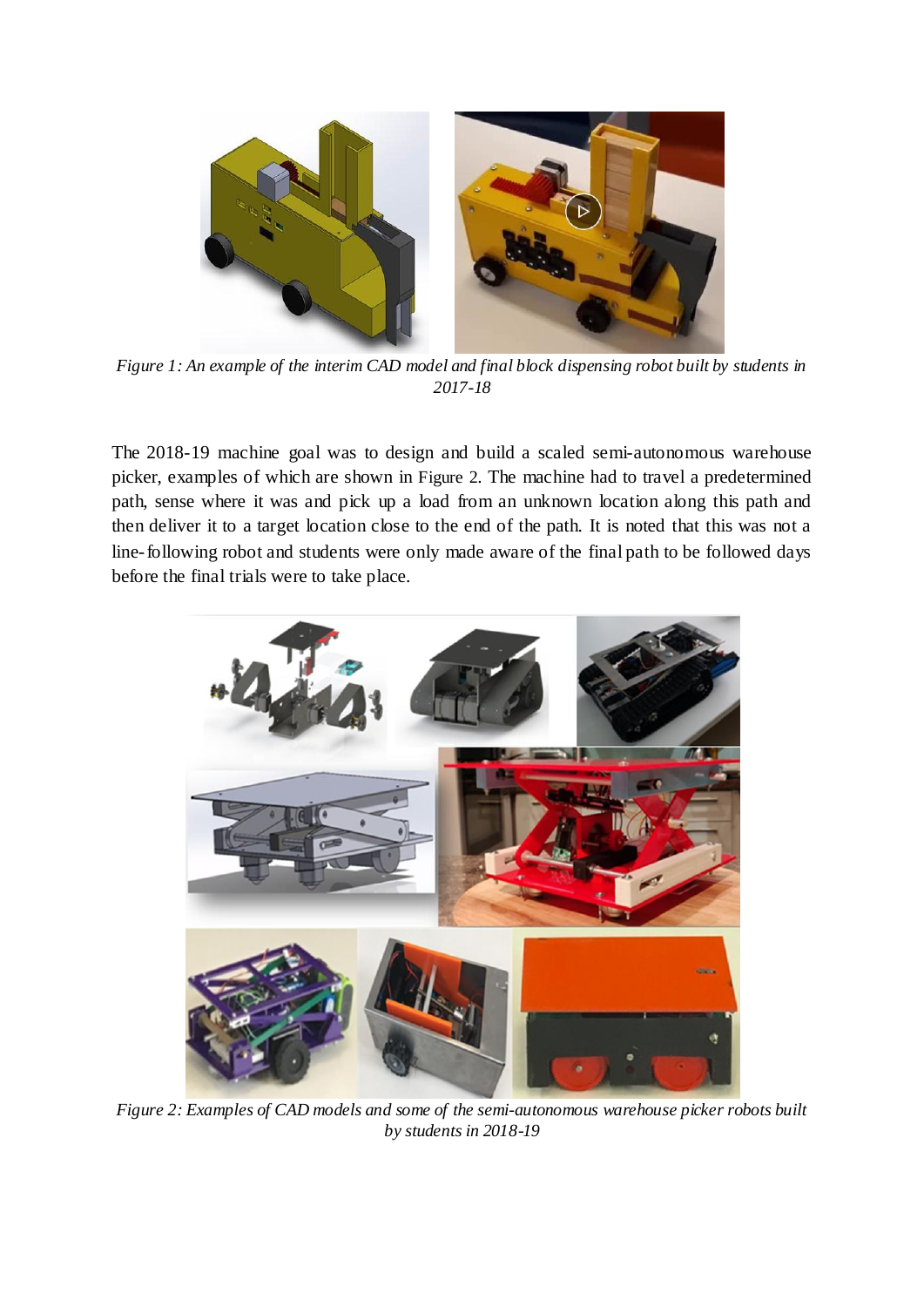*Figure 1: An example of the interim CAD model and final block dispensing robot built by students in 2017-18*

The 2018-19 machine goal was to design and build a scaled semi-autonomous warehouse picker, examples of which are shown in Figure 2. The machine had to travel a predetermined path, sense where it was and pick up a load from an unknown location along this path and then deliver it to a target location close to the end of the path. It is noted that this was not a line-following robot and students were only made aware of the final path to be followed days before the final trials were to take place.

*Figure 2: Examples of CAD models and some of the semi-autonomous warehouse picker robots built by students in 2018-19*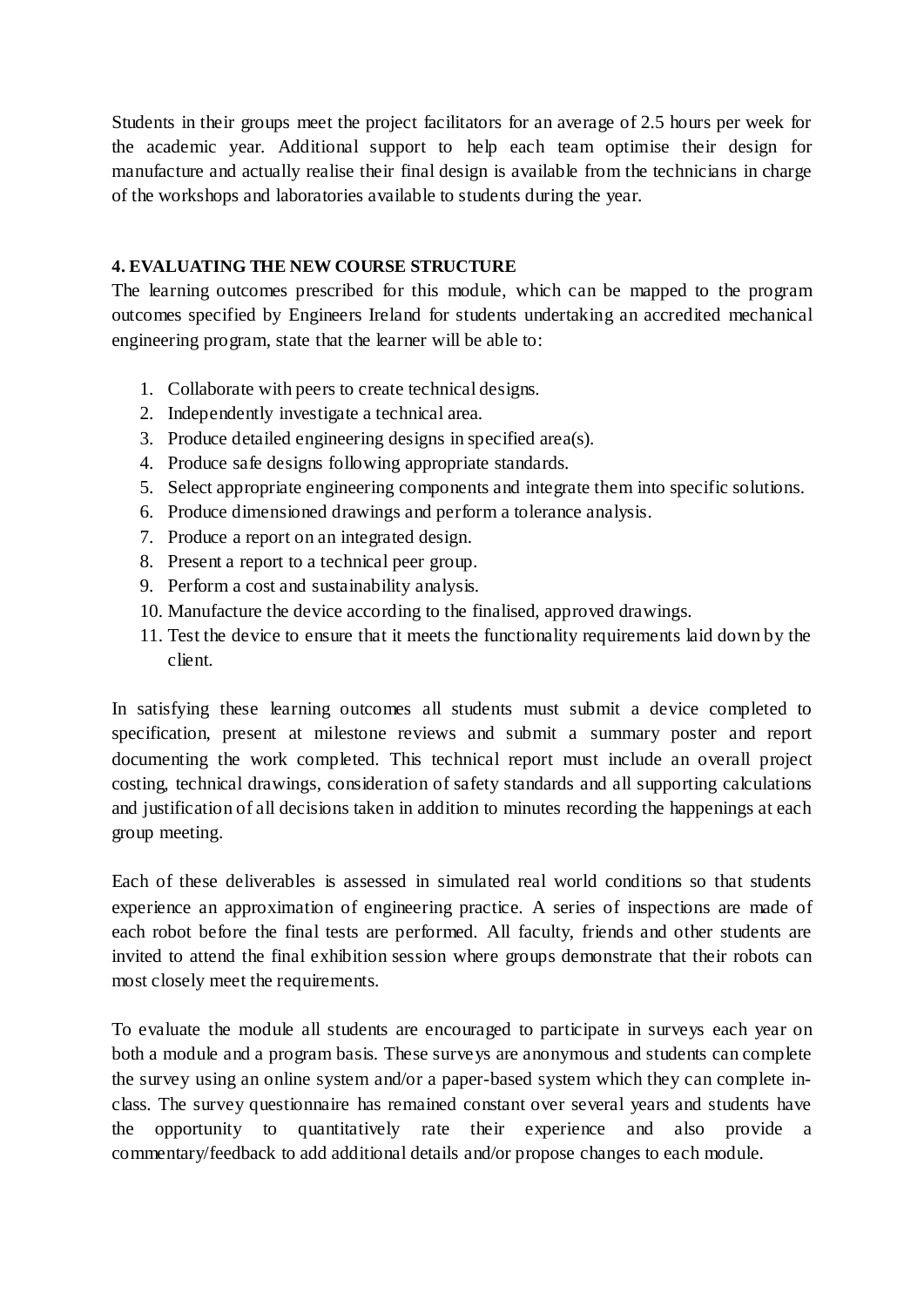Students in their groups meet the project facilitators for an average of 2.5 hours per week for the academic year. Additional support to help each team optimise their design for manufacture and actually realise their final design is available from the technicians in charge of the workshops and laboratories available to students during the year.

## 4. EVALUATING THE NEW COURSE STRUCTURE

The learning outcomes prescribed for this module, which can be mapped to the program outcomes specified by Engineers Ireland for students undertaking an accredited mechanical engineering program, state that the learner will be able to:

1. Collaborate with peers to create technical designs.
2. Independently investigate a technical area.
3. Produce detailed engineering designs in specified area(s).
4. Produce safe designs following appropriate standards.
5. Select appropriate engineering components and integrate them into specific solutions.
6. Produce dimensioned drawings and perform a tolerance analysis.
7. Produce a report on an integrated design.
8. Present a report to a technical peer group.
9. Perform a cost and sustainability analysis.
10. Manufacture the device according to the finalised, approved drawings.
11. Test the device to ensure that it meets the functionality requirements laid down by the client.

In satisfying these learning outcomes all students must submit a device completed to specification, present at milestone reviews and submit a summary poster and report documenting the work completed. This technical report must include an overall project costing, technical drawings, consideration of safety standards and all supporting calculations and justification of all decisions taken in addition to minutes recording the happenings at each group meeting.

Each of these deliverables is assessed in simulated real world conditions so that students experience an approximation of engineering practice. A series of inspections are made of each robot before the final tests are performed. All faculty, friends and other students are invited to attend the final exhibition session where groups demonstrate that their robots can most closely meet the requirements.

To evaluate the module all students are encouraged to participate in surveys each year on both a module and a program basis. These surveys are anonymous and students can complete the survey using an online system and/or a paper-based system which they can complete in-class. The survey questionnaire has remained constant over several years and students have the opportunity to quantitatively rate their experience and also provide a commentary/feedback to add additional details and/or propose changes to each module.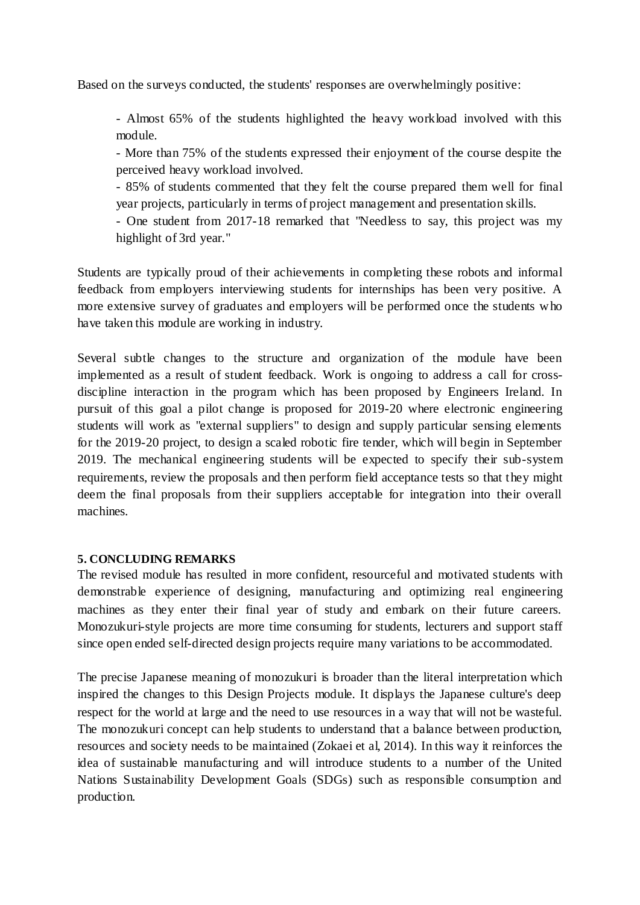Based on the surveys conducted, the students' responses are overwhelmingly positive:

- Almost 65% of the students highlighted the heavy workload involved with this module.
- More than 75% of the students expressed their enjoyment of the course despite the perceived heavy workload involved.
- 85% of students commented that they felt the course prepared them well for final year projects, particularly in terms of project management and presentation skills.
- One student from 2017-18 remarked that "Needless to say, this project was my highlight of 3rd year."

Students are typically proud of their achievements in completing these robots and informal feedback from employers interviewing students for internships has been very positive. A more extensive survey of graduates and employers will be performed once the students who have taken this module are working in industry.

Several subtle changes to the structure and organization of the module have been implemented as a result of student feedback. Work is ongoing to address a call for cross-discipline interaction in the program which has been proposed by Engineers Ireland. In pursuit of this goal a pilot change is proposed for 2019-20 where electronic engineering students will work as "external suppliers" to design and supply particular sensing elements for the 2019-20 project, to design a scaled robotic fire tender, which will begin in September 2019. The mechanical engineering students will be expected to specify their sub-system requirements, review the proposals and then perform field acceptance tests so that they might deem the final proposals from their suppliers acceptable for integration into their overall machines.

**5. CONCLUDING REMARKS**

The revised module has resulted in more confident, resourceful and motivated students with demonstrable experience of designing, manufacturing and optimizing real engineering machines as they enter their final year of study and embark on their future careers. Monozukuri-style projects are more time consuming for students, lecturers and support staff since open ended self-directed design projects require many variations to be accommodated.

The precise Japanese meaning of monozukuri is broader than the literal interpretation which inspired the changes to this Design Projects module. It displays the Japanese culture's deep respect for the world at large and the need to use resources in a way that will not be wasteful. The monozukuri concept can help students to understand that a balance between production, resources and society needs to be maintained (Zokaei et al, 2014). In this way it reinforces the idea of sustainable manufacturing and will introduce students to a number of the United Nations Sustainability Development Goals (SDGs) such as responsible consumption and production.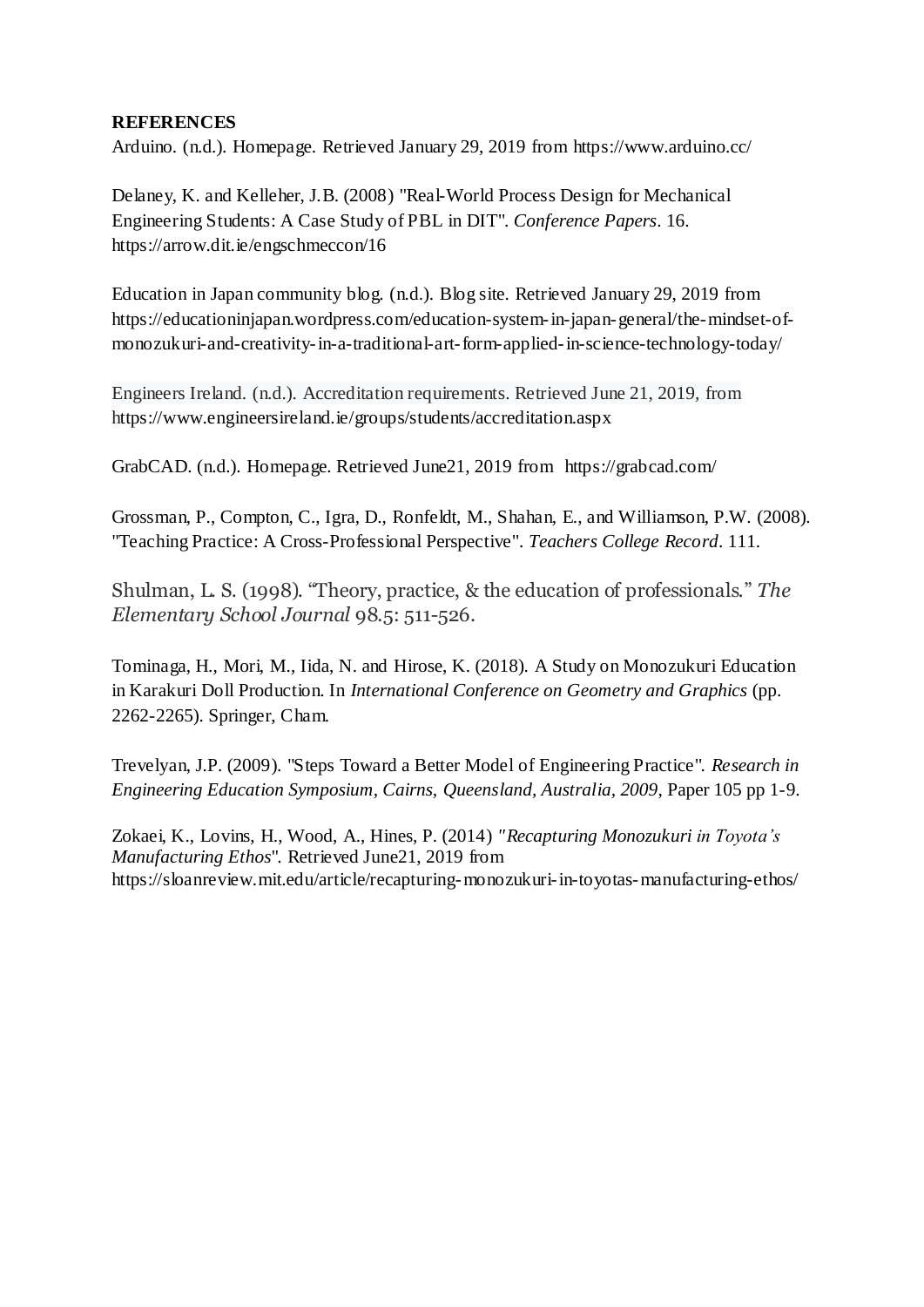**REFERENCES**

Arduino. (n.d.). Homepage. Retrieved January 29, 2019 from https://www.arduino.cc/

Delaney, K. and Kelleher, J.B. (2008) "Real-World Process Design for Mechanical Engineering Students: A Case Study of PBL in DIT". *Conference Papers*. 16. https://arrow.dit.ie/engschmeccon/16

Education in Japan community blog. (n.d.). Blog site. Retrieved January 29, 2019 from https://educationinjapan.wordpress.com/education-system-in-japan-general/the-mindset-of-monozukuri-and-creativity-in-a-traditional-art-form-applied-in-science-technology-today/

Engineers Ireland. (n.d.). Accreditation requirements. Retrieved June 21, 2019, from https://www.engineersireland.ie/groups/students/accreditation.aspx

GrabCAD. (n.d.). Homepage. Retrieved June21, 2019 from https://grabcad.com/

Grossman, P., Compton, C., Igra, D., Ronfeldt, M., Shahan, E., and Williamson, P.W. (2008). "Teaching Practice: A Cross-Professional Perspective". *Teachers College Record*. 111.

Shulman, L. S. (1998). "Theory, practice, & the education of professionals." *The Elementary School Journal* 98.5: 511-526.

Tominaga, H., Mori, M., Iida, N. and Hirose, K. (2018). A Study on Monozukuri Education in Karakuri Doll Production. In *International Conference on Geometry and Graphics* (pp. 2262-2265). Springer, Cham.

Trevelyan, J.P. (2009). "Steps Toward a Better Model of Engineering Practice". *Research in Engineering Education Symposium, Cairns, Queensland, Australia, 2009*, Paper 105 pp 1-9.

Zokaei, K., Lovins, H., Wood, A., Hines, P. (2014) *"Recapturing Monozukuri in Toyota's Manufacturing Ethos"*. Retrieved June21, 2019 from https://sloanreview.mit.edu/article/recapturing-monozukuri-in-toyotas-manufacturing-ethos/